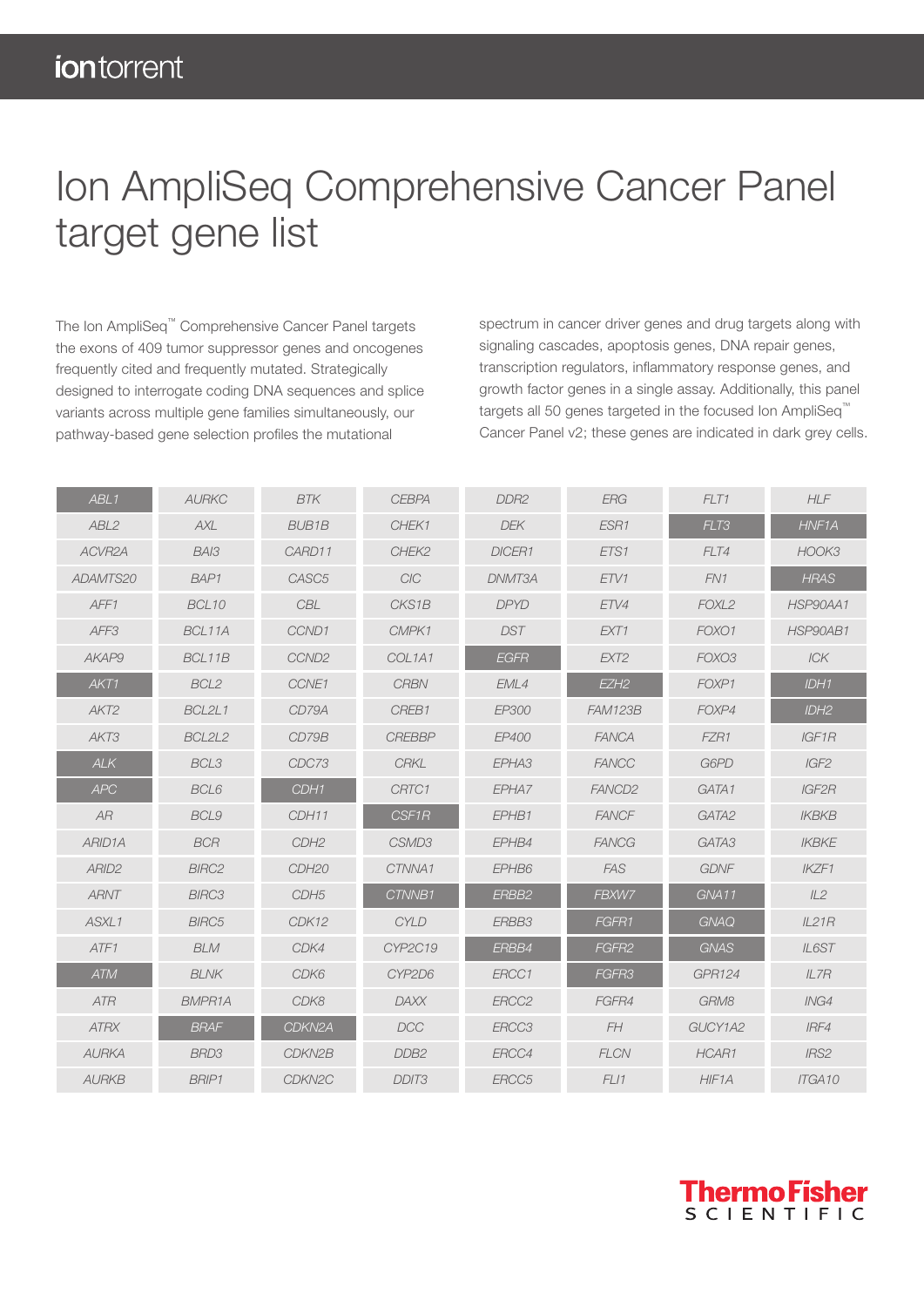# Ion AmpliSeq Comprehensive Cancer Panel target gene list

The Ion AmpliSeq™ Comprehensive Cancer Panel targets the exons of 409 tumor suppressor genes and oncogenes frequently cited and frequently mutated. Strategically designed to interrogate coding DNA sequences and splice variants across multiple gene families simultaneously, our pathway-based gene selection profiles the mutational spectrum in cancer driver genes and drug targets along with signaling cascades, apoptosis genes, DNA repair genes, transcription regulators, inflammatory response genes, and growth factor genes in a single assay. Additionally, this panel targets all 50 genes targeted in the focused Ion AmpliSeq™ Cancer Panel v2; these genes are indicated in dark grey cells.

| | | | | | | | |
|---|---|---|---|---|---|---|---|
| ABL1 | AURKC | BTK | CEBPA | DDR2 | ERG | FLT1 | HLF |
| ABL2 | AXL | BUB1B | CHEK1 | DEK | ESR1 | FLT3 | HNF1A |
| ACVR2A | BAI3 | CARD11 | CHEK2 | DICER1 | ETS1 | FLT4 | HOOK3 |
| ADAMTS20 | BAP1 | CASC5 | CIC | DNMT3A | ETV1 | FN1 | HRAS |
| AFF1 | BCL10 | CBL | CKS1B | DPYD | ETV4 | FOXL2 | HSP90AA1 |
| AFF3 | BCL11A | CCND1 | CMPK1 | DST | EXT1 | FOXO1 | HSP90AB1 |
| AKAP9 | BCL11B | CCND2 | COL1A1 | EGFR | EXT2 | FOXO3 | ICK |
| AKT1 | BCL2 | CCNE1 | CRBN | EML4 | EZH2 | FOXP1 | IDH1 |
| AKT2 | BCL2L1 | CD79A | CREB1 | EP300 | FAM123B | FOXP4 | IDH2 |
| AKT3 | BCL2L2 | CD79B | CREBBP | EP400 | FANCA | FZR1 | IGF1R |
| ALK | BCL3 | CDC73 | CRKL | EPHA3 | FANCC | G6PD | IGF2 |
| APC | BCL6 | CDH1 | CRTC1 | EPHA7 | FANCD2 | GATA1 | IGF2R |
| AR | BCL9 | CDH11 | CSF1R | EPHB1 | FANCF | GATA2 | IKBKB |
| ARID1A | BCR | CDH2 | CSMD3 | EPHB4 | FANCG | GATA3 | IKBKE |
| ARID2 | BIRC2 | CDH20 | CTNNA1 | EPHB6 | FAS | GDNF | IKZF1 |
| ARNT | BIRC3 | CDH5 | CTNNB1 | ERBB2 | FBXW7 | GNA11 | IL2 |
| ASXL1 | BIRC5 | CDK12 | CYLD | ERBB3 | FGFR1 | GNAQ | IL21R |
| ATF1 | BLM | CDK4 | CYP2C19 | ERBB4 | FGFR2 | GNAS | IL6ST |
| ATM | BLNK | CDK6 | CYP2D6 | ERCC1 | FGFR3 | GPR124 | IL7R |
| ATR | BMPR1A | CDK8 | DAXX | ERCC2 | FGFR4 | GRM8 | ING4 |
| ATRX | BRAF | CDKN2A | DCC | ERCC3 | FH | GUCY1A2 | IRF4 |
| AURKA | BRD3 | CDKN2B | DDB2 | ERCC4 | FLCN | HCAR1 | IRS2 |
| AURKB | BRIP1 | CDKN2C | DDIT3 | ERCC5 | FLI1 | HIF1A | ITGA10 |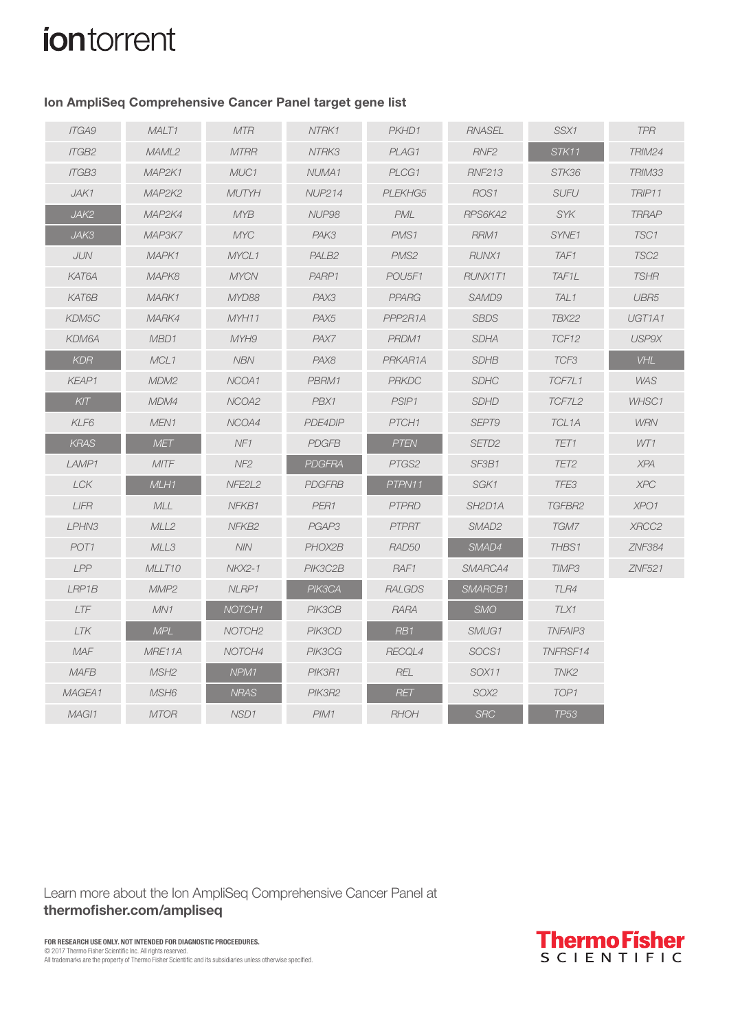# iontorrent

### Ion AmpliSeq Comprehensive Cancer Panel target gene list

| | | | | | | | |
|---|---|---|---|---|---|---|---|
| *ITGA9* | *MALT1* | *MTR* | *NTRK1* | *PKHD1* | *RNASEL* | *SSX1* | *TPR* |
| *ITGB2* | *MAML2* | *MTRR* | *NTRK3* | *PLAG1* | *RNF2* | *STK11* | *TRIM24* |
| *ITGB3* | *MAP2K1* | *MUC1* | *NUMA1* | *PLCG1* | *RNF213* | *STK36* | *TRIM33* |
| *JAK1* | *MAP2K2* | *MUTYH* | *NUP214* | *PLEKHG5* | *ROS1* | *SUFU* | *TRIP11* |
| *JAK2* | *MAP2K4* | *MYB* | *NUP98* | *PML* | *RPS6KA2* | *SYK* | *TRRAP* |
| *JAK3* | *MAP3K7* | *MYC* | *PAK3* | *PMS1* | *RRM1* | *SYNE1* | *TSC1* |
| *JUN* | *MAPK1* | *MYCL1* | *PALB2* | *PMS2* | *RUNX1* | *TAF1* | *TSC2* |
| *KAT6A* | *MAPK8* | *MYCN* | *PARP1* | *POU5F1* | *RUNX1T1* | *TAF1L* | *TSHR* |
| *KAT6B* | *MARK1* | *MYD88* | *PAX3* | *PPARG* | *SAMD9* | *TAL1* | *UBR5* |
| *KDM5C* | *MARK4* | *MYH11* | *PAX5* | *PPP2R1A* | *SBDS* | *TBX22* | *UGT1A1* |
| *KDM6A* | *MBD1* | *MYH9* | *PAX7* | *PRDM1* | *SDHA* | *TCF12* | *USP9X* |
| *KDR* | *MCL1* | *NBN* | *PAX8* | *PRKAR1A* | *SDHB* | *TCF3* | *VHL* |
| *KEAP1* | *MDM2* | *NCOA1* | *PBRM1* | *PRKDC* | *SDHC* | *TCF7L1* | *WAS* |
| *KIT* | *MDM4* | *NCOA2* | *PBX1* | *PSIP1* | *SDHD* | *TCF7L2* | *WHSC1* |
| *KLF6* | *MEN1* | *NCOA4* | *PDE4DIP* | *PTCH1* | *SEPT9* | *TCL1A* | *WRN* |
| *KRAS* | *MET* | *NF1* | *PDGFB* | *PTEN* | *SETD2* | *TET1* | *WT1* |
| *LAMP1* | *MITF* | *NF2* | *PDGFRA* | *PTGS2* | *SF3B1* | *TET2* | *XPA* |
| *LCK* | *MLH1* | *NFE2L2* | *PDGFRB* | *PTPN11* | *SGK1* | *TFE3* | *XPC* |
| *LIFR* | *MLL* | *NFKB1* | *PER1* | *PTPRD* | *SH2D1A* | *TGFBR2* | *XPO1* |
| *LPHN3* | *MLL2* | *NFKB2* | *PGAP3* | *PTPRT* | *SMAD2* | *TGM7* | *XRCC2* |
| *POT1* | *MLL3* | *NIN* | *PHOX2B* | *RAD50* | *SMAD4* | *THBS1* | *ZNF384* |
| *LPP* | *MLLT10* | *NKX2-1* | *PIK3C2B* | *RAF1* | *SMARCA4* | *TIMP3* | *ZNF521* |
| *LRP1B* | *MMP2* | *NLRP1* | *PIK3CA* | *RALGDS* | *SMARCB1* | *TLR4* | |
| *LTF* | *MN1* | *NOTCH1* | *PIK3CB* | *RARA* | *SMO* | *TLX1* | |
| *LTK* | *MPL* | *NOTCH2* | *PIK3CD* | *RB1* | *SMUG1* | *TNFAIP3* | |
| *MAF* | *MRE11A* | *NOTCH4* | *PIK3CG* | *RECQL4* | *SOCS1* | *TNFRSF14* | |
| *MAFB* | *MSH2* | *NPM1* | *PIK3R1* | *REL* | *SOX11* | *TNK2* | |
| *MAGEA1* | *MSH6* | *NRAS* | *PIK3R2* | *RET* | *SOX2* | *TOP1* | |
| *MAGI1* | *MTOR* | *NSD1* | *PIM1* | *RHOH* | *SRC* | *TP53* | |

Learn more about the Ion AmpliSeq Comprehensive Cancer Panel at
**thermofisher.com/ampliseq**

**FOR RESEARCH USE ONLY. NOT INTENDED FOR DIAGNOSTIC PROCEEDURES.**
© 2017 Thermo Fisher Scientific Inc. All rights reserved.
All trademarks are the property of Thermo Fisher Scientific and its subsidiaries unless otherwise specified.

ThermoFisher SCIENTIFIC